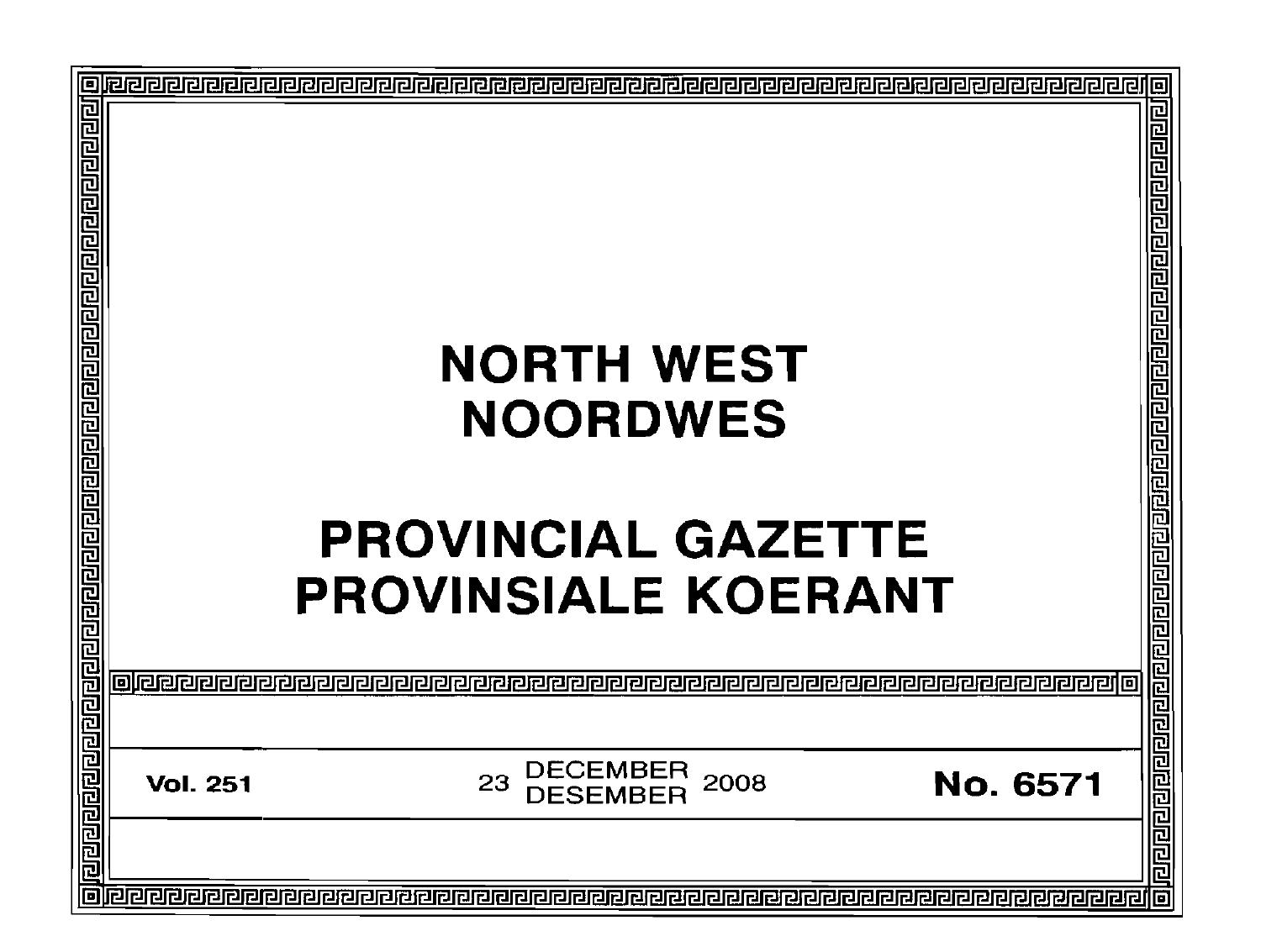# NORTH WEST
# NOORDWES

# PROVINCIAL GAZETTE
# PROVINSIALE KOERANT

**Vol. 251** 23 DECEMBER DESEMBER 2008 **No. 6571**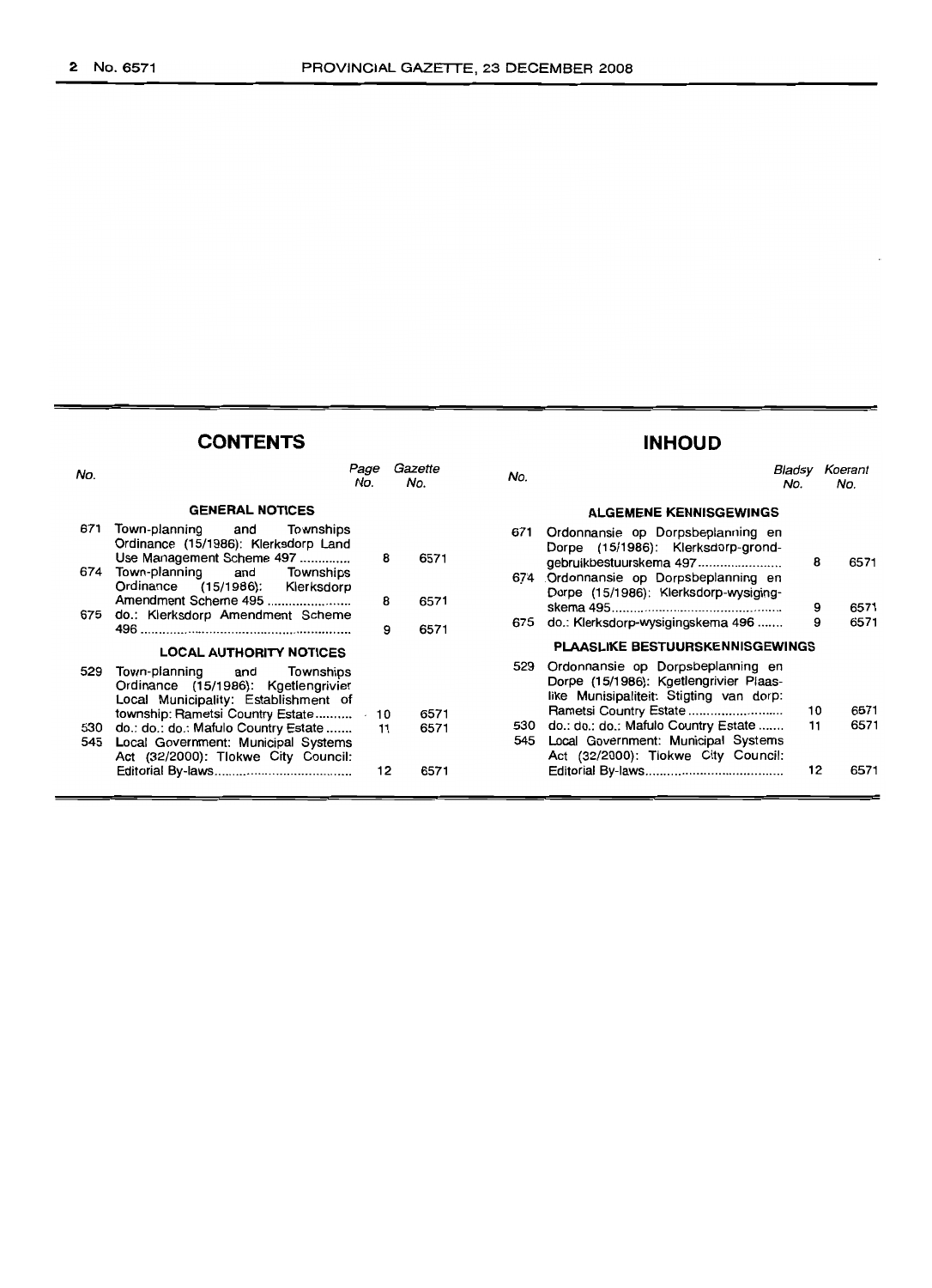## CONTENTS

| No. | | Page No. | Gazette No. |
|---|---|---|---|
| | **GENERAL NOTICES** | | |
| 671 | Town-planning and Townships Ordinance (15/1986): Klerksdorp Land Use Management Scheme 497 .............. | 8 | 6571 |
| 674 | Town-planning and Townships Ordinance (15/1986): Klerksdorp Amendment Scheme 495 ........................ | 8 | 6571 |
| 675 | do.: Klerksdorp Amendment Scheme 496 ............................................................ | 9 | 6571 |
| | **LOCAL AUTHORITY NOTICES** | | |
| 529 | Town-planning and Townships Ordinance (15/1986): Kgetlengrivier Local Municipality: Establishment of township: Rametsi Country Estate .......... | 10 | 6571 |
| 530 | do.: do.: do.: Mafulo Country Estate ....... | 11 | 6571 |
| 545 | Local Government: Municipal Systems Act (32/2000): Tlokwe City Council: Editorial By-laws........................................ | 12 | 6571 |

## INHOUD

| No. | | Bladsy No. | Koerant No. |
|---|---|---|---|
| | **ALGEMENE KENNISGEWINGS** | | |
| 671 | Ordonnansie op Dorpsbeplanning en Dorpe (15/1986): Klerksdorp-grondgebruikbestuurskema 497 ........................ | 8 | 6571 |
| 674 | Ordonnansie op Dorpsbeplanning en Dorpe (15/1986): Klerksdorp-wysigingskema 495 .................................................. | 9 | 6571 |
| 675 | do.: Klerksdorp-wysigingskema 496 ....... | 9 | 6571 |
| | **PLAASLIKE BESTUURSKENNISGEWINGS** | | |
| 529 | Ordonnansie op Dorpsbeplanning en Dorpe (15/1986): Kgetlengrivier Plaaslike Munisipaliteit: Stigting van dorp: Rametsi Country Estate ............................ | 10 | 6571 |
| 530 | do.: do.: do.: Mafulo Country Estate ....... | 11 | 6571 |
| 545 | Local Government: Municipal Systems Act (32/2000): Tlokwe City Council: Editorial By-laws........................................ | 12 | 6571 |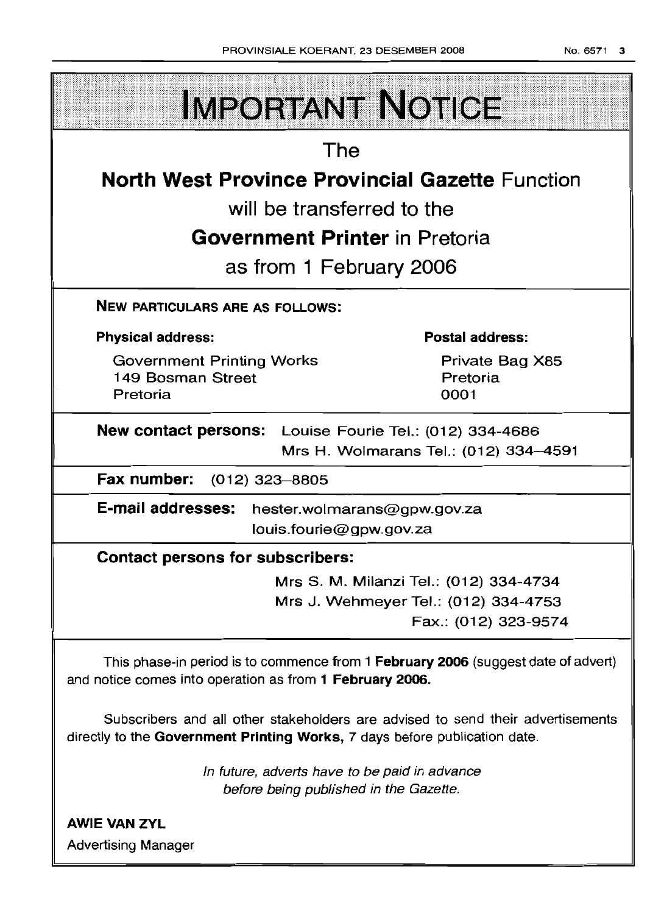# IMPORTANT NOTICE

The

**North West Province Provincial Gazette** Function

will be transferred to the

**Government Printer** in Pretoria

as from 1 February 2006

**NEW PARTICULARS ARE AS FOLLOWS:**

| **Physical address:** | **Postal address:** |
|---|---|
| Government Printing Works<br>149 Bosman Street<br>Pretoria | Private Bag X85<br>Pretoria<br>0001 |

**New contact persons:** Louise Fourie Tel.: (012) 334-4686
Mrs H. Wolmarans Tel.: (012) 334–4591

**Fax number:** (012) 323–8805

**E-mail addresses:** hester.wolmarans@gpw.gov.za
louis.fourie@gpw.gov.za

**Contact persons for subscribers:**

Mrs S. M. Milanzi Tel.: (012) 334-4734
Mrs J. Wehmeyer Tel.: (012) 334-4753
Fax.: (012) 323-9574

This phase-in period is to commence from 1 **February 2006** (suggest date of advert) and notice comes into operation as from **1 February 2006.**

Subscribers and all other stakeholders are advised to send their advertisements directly to the **Government Printing Works,** 7 days before publication date.

*In future, adverts have to be paid in advance before being published in the Gazette.*

**AWIE VAN ZYL**
Advertising Manager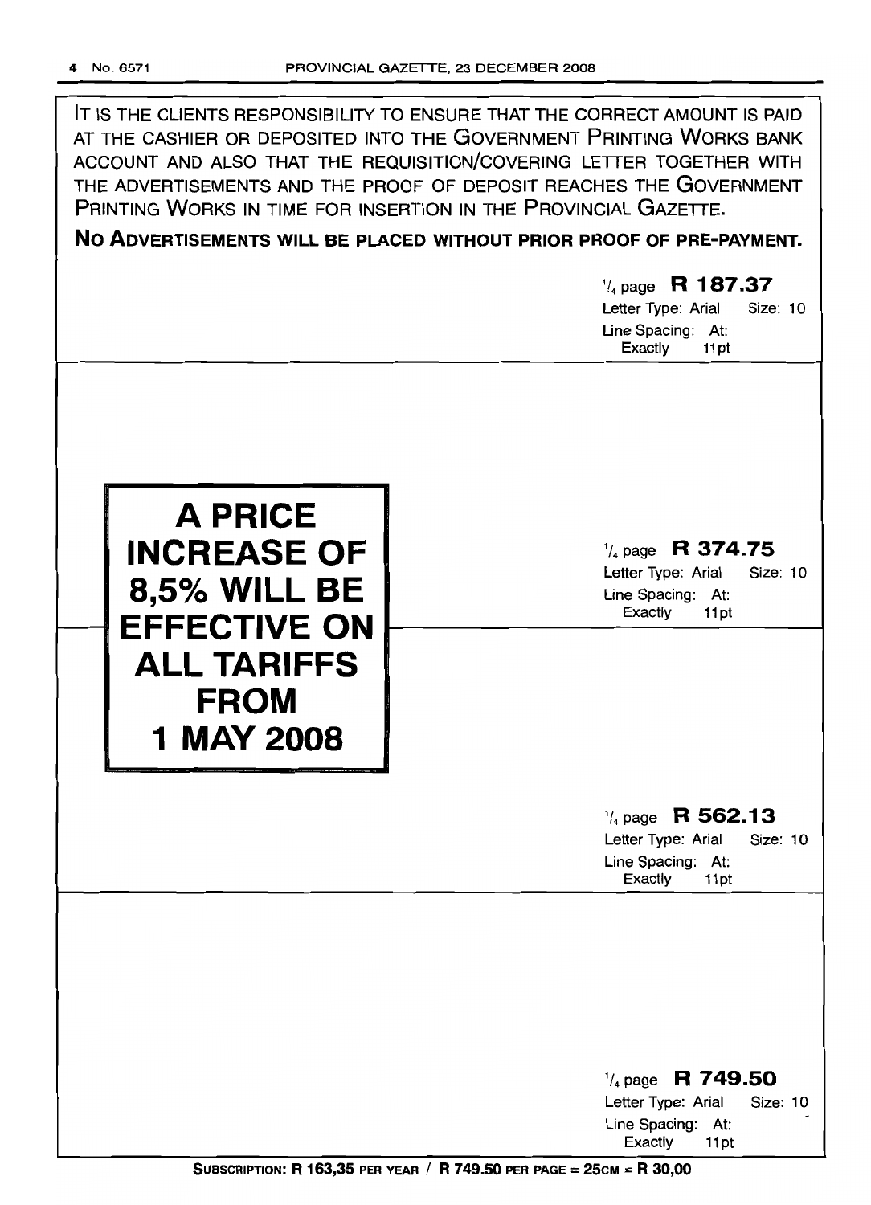IT IS THE CLIENTS RESPONSIBILITY TO ENSURE THAT THE CORRECT AMOUNT IS PAID AT THE CASHIER OR DEPOSITED INTO THE GOVERNMENT PRINTING WORKS BANK ACCOUNT AND ALSO THAT THE REQUISITION/COVERING LETTER TOGETHER WITH THE ADVERTISEMENTS AND THE PROOF OF DEPOSIT REACHES THE GOVERNMENT PRINTING WORKS IN TIME FOR INSERTION IN THE PROVINCIAL GAZETTE.

**NO ADVERTISEMENTS WILL BE PLACED WITHOUT PRIOR PROOF OF PRE-PAYMENT.**

¼ page **R 187.37**
Letter Type: Arial Size: 10
Line Spacing: At: Exactly 11pt

**A PRICE INCREASE OF 8,5% WILL BE EFFECTIVE ON ALL TARIFFS FROM 1 MAY 2008**

¼ page **R 374.75**
Letter Type: Arial Size: 10
Line Spacing: At: Exactly 11pt

¼ page **R 562.13**
Letter Type: Arial Size: 10
Line Spacing: At: Exactly 11pt

¼ page **R 749.50**
Letter Type: Arial Size: 10
Line Spacing: At: Exactly 11pt

**SUBSCRIPTION: R 163,35 PER YEAR / R 749.50 PER PAGE = 25CM = R 30,00**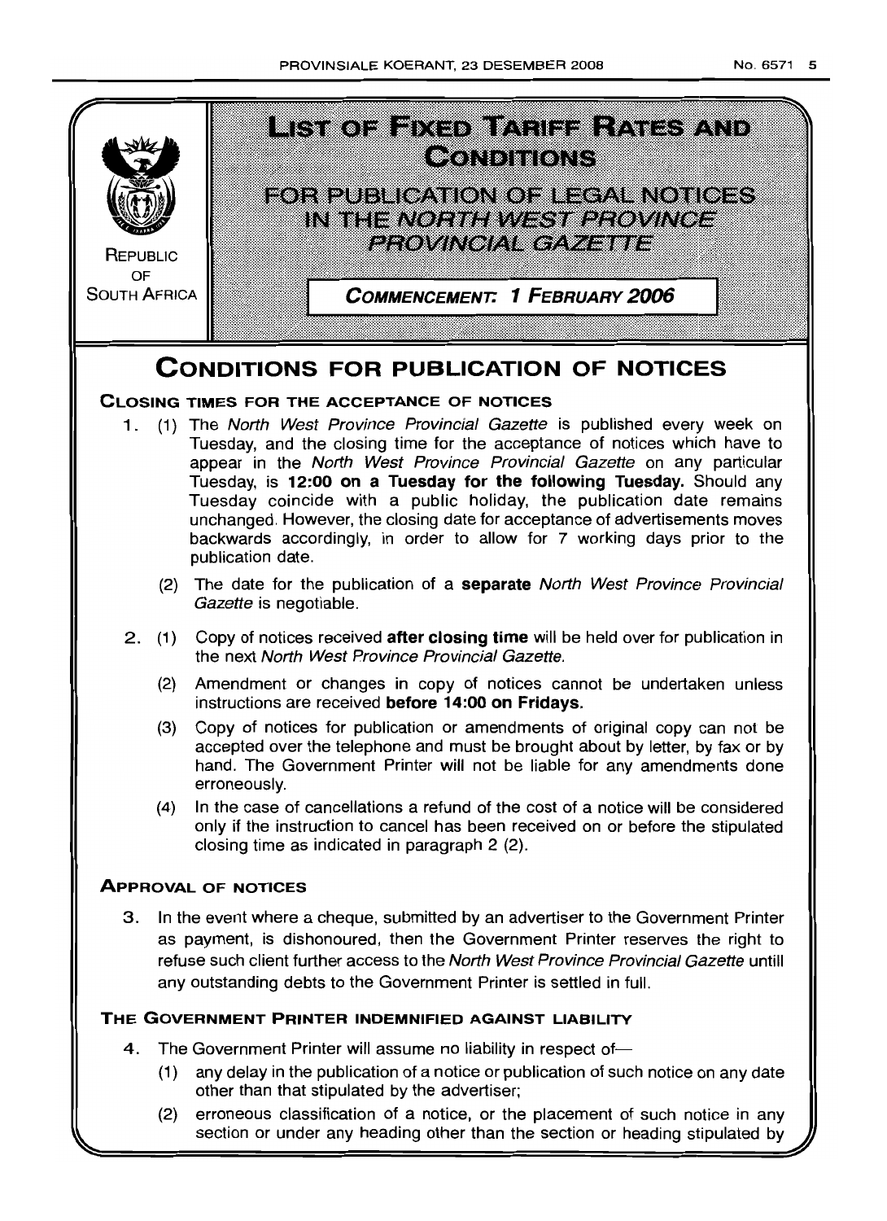# LIST OF FIXED TARIFF RATES AND CONDITIONS

## FOR PUBLICATION OF LEGAL NOTICES IN THE *NORTH WEST PROVINCE PROVINCIAL GAZETTE*

REPUBLIC OF SOUTH AFRICA

**COMMENCEMENT: 1 FEBRUARY 2006**

# CONDITIONS FOR PUBLICATION OF NOTICES

## CLOSING TIMES FOR THE ACCEPTANCE OF NOTICES

1. (1) The *North West Province Provincial Gazette* is published every week on Tuesday, and the closing time for the acceptance of notices which have to appear in the *North West Province Provincial Gazette* on any particular Tuesday, is **12:00 on a Tuesday for the following Tuesday.** Should any Tuesday coincide with a public holiday, the publication date remains unchanged. However, the closing date for acceptance of advertisements moves backwards accordingly, in order to allow for 7 working days prior to the publication date.

   (2) The date for the publication of a **separate** *North West Province Provincial Gazette* is negotiable.

2. (1) Copy of notices received **after closing time** will be held over for publication in the next *North West Province Provincial Gazette.*

   (2) Amendment or changes in copy of notices cannot be undertaken unless instructions are received **before 14:00 on Fridays.**

   (3) Copy of notices for publication or amendments of original copy can not be accepted over the telephone and must be brought about by letter, by fax or by hand. The Government Printer will not be liable for any amendments done erroneously.

   (4) In the case of cancellations a refund of the cost of a notice will be considered only if the instruction to cancel has been received on or before the stipulated closing time as indicated in paragraph 2 (2).

## APPROVAL OF NOTICES

3. In the event where a cheque, submitted by an advertiser to the Government Printer as payment, is dishonoured, then the Government Printer reserves the right to refuse such client further access to the *North West Province Provincial Gazette* untill any outstanding debts to the Government Printer is settled in full.

## THE GOVERNMENT PRINTER INDEMNIFIED AGAINST LIABILITY

4. The Government Printer will assume no liability in respect of—

   (1) any delay in the publication of a notice or publication of such notice on any date other than that stipulated by the advertiser;

   (2) erroneous classification of a notice, or the placement of such notice in any section or under any heading other than the section or heading stipulated by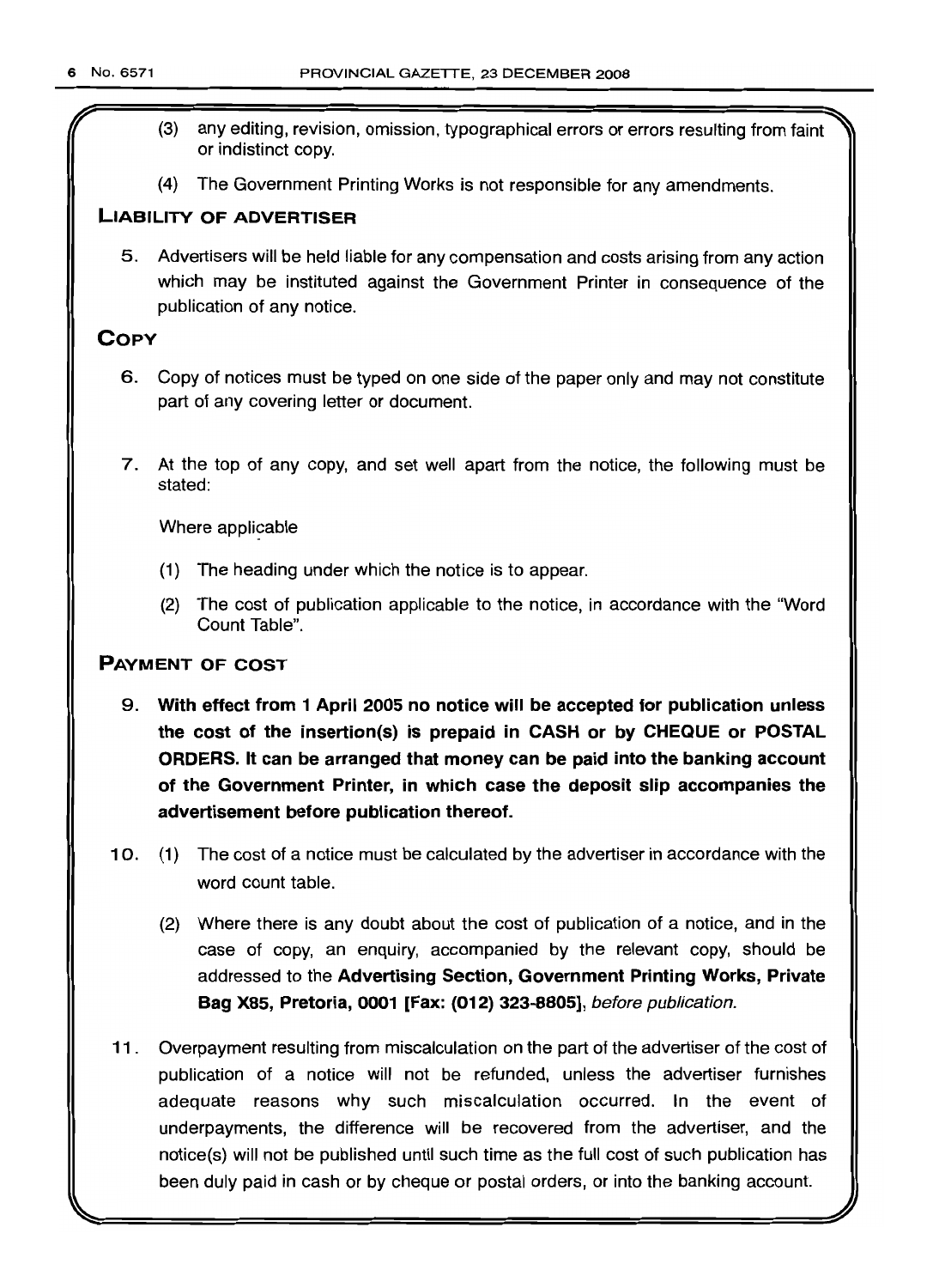(3) any editing, revision, omission, typographical errors or errors resulting from faint or indistinct copy.

(4) The Government Printing Works is not responsible for any amendments.

## LIABILITY OF ADVERTISER

5. Advertisers will be held liable for any compensation and costs arising from any action which may be instituted against the Government Printer in consequence of the publication of any notice.

## COPY

6. Copy of notices must be typed on one side of the paper only and may not constitute part of any covering letter or document.

7. At the top of any copy, and set well apart from the notice, the following must be stated:

Where applicable

(1) The heading under which the notice is to appear.

(2) The cost of publication applicable to the notice, in accordance with the "Word Count Table".

## PAYMENT OF COST

9. **With effect from 1 April 2005 no notice will be accepted for publication unless the cost of the insertion(s) is prepaid in CASH or by CHEQUE or POSTAL ORDERS. It can be arranged that money can be paid into the banking account of the Government Printer, in which case the deposit slip accompanies the advertisement before publication thereof.**

10. (1) The cost of a notice must be calculated by the advertiser in accordance with the word count table.

(2) Where there is any doubt about the cost of publication of a notice, and in the case of copy, an enquiry, accompanied by the relevant copy, should be addressed to the **Advertising Section, Government Printing Works, Private Bag X85, Pretoria, 0001 [Fax: (012) 323-8805]**, *before publication.*

11. Overpayment resulting from miscalculation on the part of the advertiser of the cost of publication of a notice will not be refunded, unless the advertiser furnishes adequate reasons why such miscalculation occurred. In the event of underpayments, the difference will be recovered from the advertiser, and the notice(s) will not be published until such time as the full cost of such publication has been duly paid in cash or by cheque or postal orders, or into the banking account.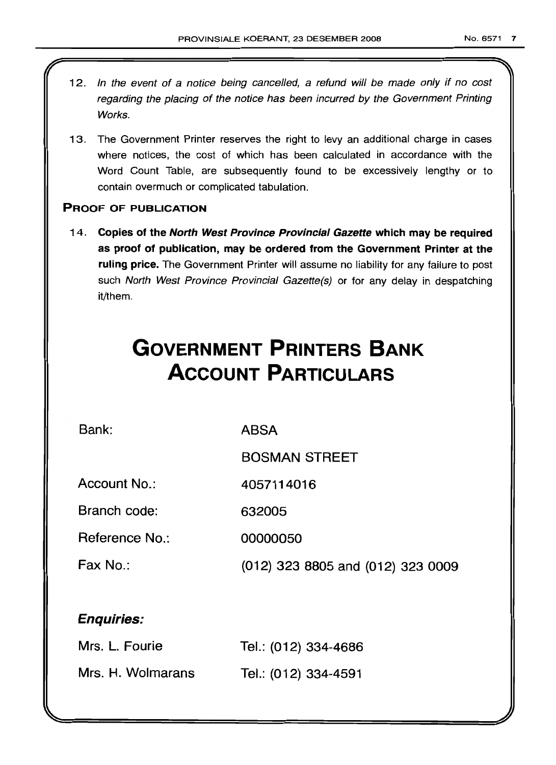12. *In the event of a notice being cancelled, a refund will be made only if no cost regarding the placing of the notice has been incurred by the Government Printing Works.*

13. The Government Printer reserves the right to levy an additional charge in cases where notices, the cost of which has been calculated in accordance with the Word Count Table, are subsequently found to be excessively lengthy or to contain overmuch or complicated tabulation.

**PROOF OF PUBLICATION**

14. **Copies of the *North West Province Provincial Gazette* which may be required as proof of publication, may be ordered from the Government Printer at the ruling price.** The Government Printer will assume no liability for any failure to post such *North West Province Provincial Gazette(s)* or for any delay in despatching it/them.

# GOVERNMENT PRINTERS BANK ACCOUNT PARTICULARS

| | |
|---|---|
| Bank: | ABSA |
| | BOSMAN STREET |
| Account No.: | 4057114016 |
| Branch code: | 632005 |
| Reference No.: | 00000050 |
| Fax No.: | (012) 323 8805 and (012) 323 0009 |

***Enquiries:***

| | |
|---|---|
| Mrs. L. Fourie | Tel.: (012) 334-4686 |
| Mrs. H. Wolmarans | Tel.: (012) 334-4591 |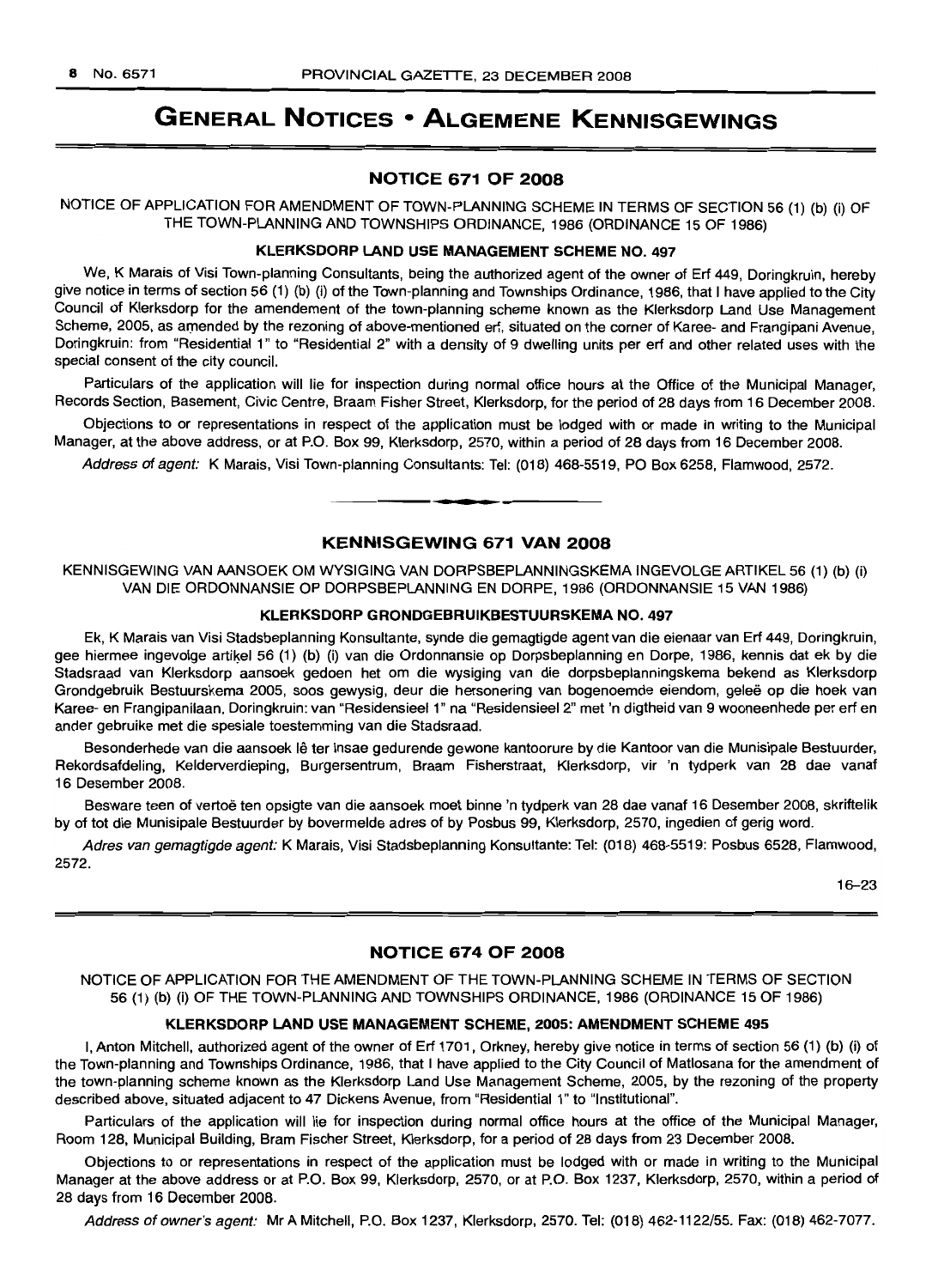# GENERAL NOTICES • ALGEMENE KENNISGEWINGS

## NOTICE 671 OF 2008

NOTICE OF APPLICATION FOR AMENDMENT OF TOWN-PLANNING SCHEME IN TERMS OF SECTION 56 (1) (b) (i) OF THE TOWN-PLANNING AND TOWNSHIPS ORDINANCE, 1986 (ORDINANCE 15 OF 1986)

### KLERKSDORP LAND USE MANAGEMENT SCHEME NO. 497

We, K Marais of Visi Town-planning Consultants, being the authorized agent of the owner of Erf 449, Doringkruin, hereby give notice in terms of section 56 (1) (b) (i) of the Town-planning and Townships Ordinance, 1986, that I have applied to the City Council of Klerksdorp for the amendement of the town-planning scheme known as the Klerksdorp Land Use Management Scheme, 2005, as amended by the rezoning of above-mentioned erf, situated on the corner of Karee- and Frangipani Avenue, Doringkruin: from "Residential 1" to "Residential 2" with a density of 9 dwelling units per erf and other related uses with the special consent of the city council.

Particulars of the application will lie for inspection during normal office hours at the Office of the Municipal Manager, Records Section, Basement, Civic Centre, Braam Fisher Street, Klerksdorp, for the period of 28 days from 16 December 2008.

Objections to or representations in respect of the application must be lodged with or made in writing to the Municipal Manager, at the above address, or at P.O. Box 99, Klerksdorp, 2570, within a period of 28 days from 16 December 2008.

*Address of agent:* K Marais, Visi Town-planning Consultants: Tel: (018) 468-5519, PO Box 6258, Flamwood, 2572.

---

## KENNISGEWING 671 VAN 2008

KENNISGEWING VAN AANSOEK OM WYSIGING VAN DORPSBEPLANNINGSKEMA INGEVOLGE ARTIKEL 56 (1) (b) (i) VAN DIE ORDONNANSIE OP DORPSBEPLANNING EN DORPE, 1986 (ORDONNANSIE 15 VAN 1986)

### KLERKSDORP GRONDGEBRUIKBESTUURSKEMA NO. 497

Ek, K Marais van Visi Stadsbeplanning Konsultante, synde die gemagtigde agent van die eienaar van Erf 449, Doringkruin, gee hiermee ingevolge artikel 56 (1) (b) (i) van die Ordonnansie op Dorpsbeplanning en Dorpe, 1986, kennis dat ek by die Stadsraad van Klerksdorp aansoek gedoen het om die wysiging van die dorpsbeplanningskema bekend as Klerksdorp Grondgebruik Bestuurskema 2005, soos gewysig, deur die hersonering van bogenoemde eiendom, geleë op die hoek van Karee- en Frangipanilaan, Doringkruin: van "Residensieel 1" na "Residensieel 2" met 'n digtheid van 9 wooneenhede per erf en ander gebruike met die spesiale toestemming van die Stadsraad.

Besonderhede van die aansoek lê ter insae gedurende gewone kantoorure by die Kantoor van die Munisipale Bestuurder, Rekordsafdeling, Kelderverdieping, Burgersentrum, Braam Fisherstraat, Klerksdorp, vir 'n tydperk van 28 dae vanaf 16 Desember 2008.

Besware teen of vertoë ten opsigte van die aansoek moet binne 'n tydperk van 28 dae vanaf 16 Desember 2008, skriftelik by of tot die Munisipale Bestuurder by bovermelde adres of by Posbus 99, Klerksdorp, 2570, ingedien of gerig word.

*Adres van gemagtigde agent:* K Marais, Visi Stadsbeplanning Konsultante: Tel: (018) 468-5519: Posbus 6528, Flamwood, 2572.

16–23

---

## NOTICE 674 OF 2008

NOTICE OF APPLICATION FOR THE AMENDMENT OF THE TOWN-PLANNING SCHEME IN TERMS OF SECTION 56 (1) (b) (i) OF THE TOWN-PLANNING AND TOWNSHIPS ORDINANCE, 1986 (ORDINANCE 15 OF 1986)

### KLERKSDORP LAND USE MANAGEMENT SCHEME, 2005: AMENDMENT SCHEME 495

I, Anton Mitchell, authorized agent of the owner of Erf 1701, Orkney, hereby give notice in terms of section 56 (1) (b) (i) of the Town-planning and Townships Ordinance, 1986, that I have applied to the City Council of Matlosana for the amendment of the town-planning scheme known as the Klerksdorp Land Use Management Scheme, 2005, by the rezoning of the property described above, situated adjacent to 47 Dickens Avenue, from "Residential 1" to "Institutional".

Particulars of the application will lie for inspection during normal office hours at the office of the Municipal Manager, Room 128, Municipal Building, Bram Fischer Street, Klerksdorp, for a period of 28 days from 23 December 2008.

Objections to or representations in respect of the application must be lodged with or made in writing to the Municipal Manager at the above address or at P.O. Box 99, Klerksdorp, 2570, or at P.O. Box 1237, Klerksdorp, 2570, within a period of 28 days from 16 December 2008.

*Address of owner's agent:* Mr A Mitchell, P.O. Box 1237, Klerksdorp, 2570. Tel: (018) 462-1122/55. Fax: (018) 462-7077.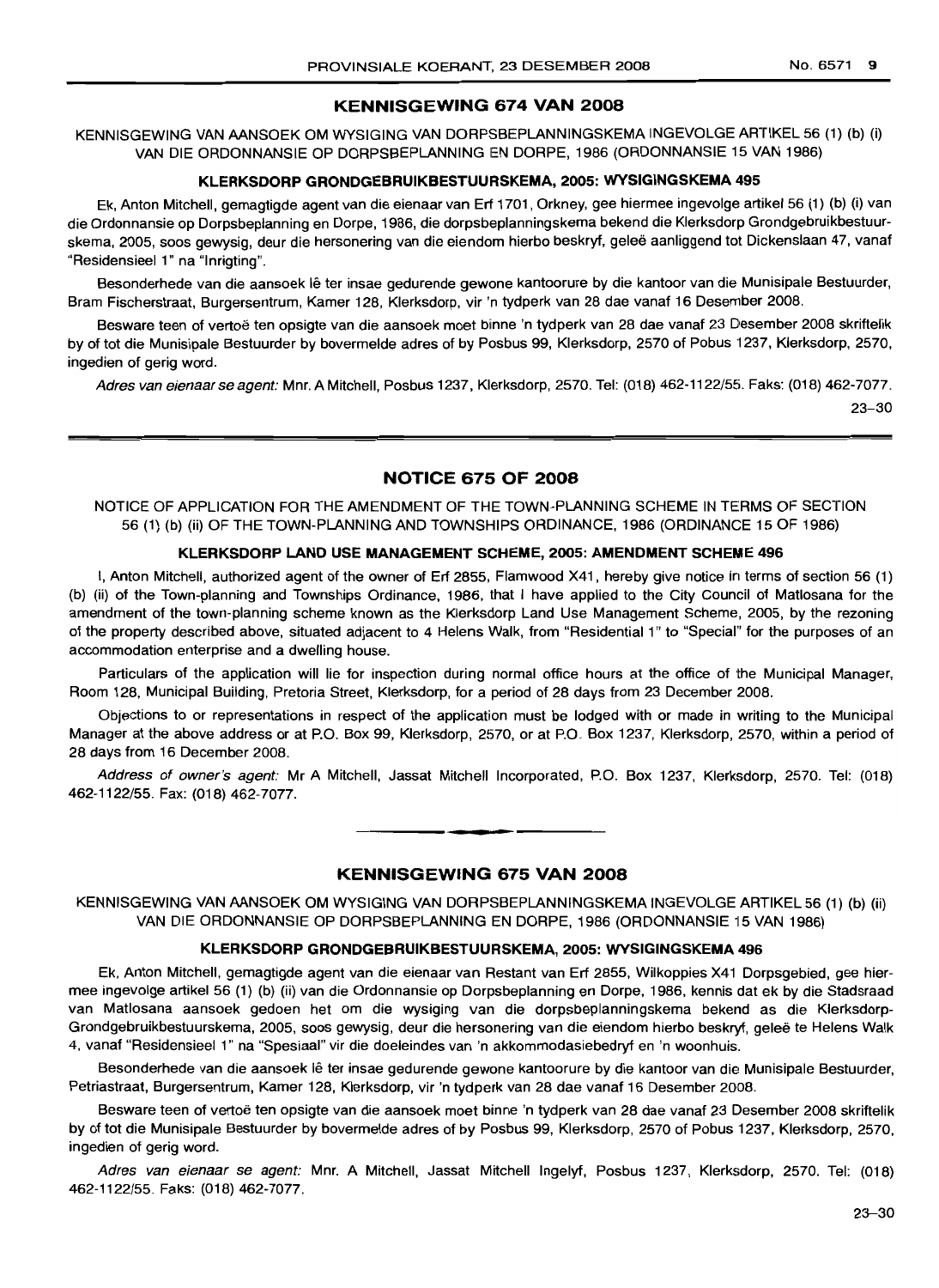## KENNISGEWING 674 VAN 2008

KENNISGEWING VAN AANSOEK OM WYSIGING VAN DORPSBEPLANNINGSKEMA INGEVOLGE ARTIKEL 56 (1) (b) (i) VAN DIE ORDONNANSIE OP DORPSBEPLANNING EN DORPE, 1986 (ORDONNANSIE 15 VAN 1986)

### KLERKSDORP GRONDGEBRUIKBESTUURSKEMA, 2005: WYSIGINGSKEMA 495

Ek, Anton Mitchell, gemagtigde agent van die eienaar van Erf 1701, Orkney, gee hiermee ingevolge artikel 56 (1) (b) (i) van die Ordonnansie op Dorpsbeplanning en Dorpe, 1986, die dorpsbeplanningskema bekend die Klerksdorp Grondgebruikbestuurskema, 2005, soos gewysig, deur die hersonering van die eiendom hierbo beskryf, geleë aanliggend tot Dickenslaan 47, vanaf "Residensieel 1" na "Inrigting".

Besonderhede van die aansoek lê ter insae gedurende gewone kantoorure by die kantoor van die Munisipale Bestuurder, Bram Fischerstraat, Burgersentrum, Kamer 128, Klerksdorp, vir 'n tydperk van 28 dae vanaf 16 Desember 2008.

Besware teen of vertoë ten opsigte van die aansoek moet binne 'n tydperk van 28 dae vanaf 23 Desember 2008 skriftelik by of tot die Munisipale Bestuurder by bovermelde adres of by Posbus 99, Klerksdorp, 2570 of Pobus 1237, Klerksdorp, 2570, ingedien of gerig word.

*Adres van eienaar se agent:* Mnr. A Mitchell, Posbus 1237, Klerksdorp, 2570. Tel: (018) 462-1122/55. Faks: (018) 462-7077.

23–30

## NOTICE 675 OF 2008

NOTICE OF APPLICATION FOR THE AMENDMENT OF THE TOWN-PLANNING SCHEME IN TERMS OF SECTION 56 (1) (b) (ii) OF THE TOWN-PLANNING AND TOWNSHIPS ORDINANCE, 1986 (ORDINANCE 15 OF 1986)

### KLERKSDORP LAND USE MANAGEMENT SCHEME, 2005: AMENDMENT SCHEME 496

I, Anton Mitchell, authorized agent of the owner of Erf 2855, Flamwood X41, hereby give notice in terms of section 56 (1) (b) (ii) of the Town-planning and Townships Ordinance, 1986, that I have applied to the City Council of Matlosana for the amendment of the town-planning scheme known as the Klerksdorp Land Use Management Scheme, 2005, by the rezoning of the property described above, situated adjacent to 4 Helens Walk, from "Residential 1" to "Special" for the purposes of an accommodation enterprise and a dwelling house.

Particulars of the application will lie for inspection during normal office hours at the office of the Municipal Manager, Room 128, Municipal Building, Pretoria Street, Klerksdorp, for a period of 28 days from 23 December 2008.

Objections to or representations in respect of the application must be lodged with or made in writing to the Municipal Manager at the above address or at P.O. Box 99, Klerksdorp, 2570, or at P.O. Box 1237, Klerksdorp, 2570, within a period of 28 days from 16 December 2008.

*Address of owner's agent:* Mr A Mitchell, Jassat Mitchell Incorporated, P.O. Box 1237, Klerksdorp, 2570. Tel: (018) 462-1122/55. Fax: (018) 462-7077.

## KENNISGEWING 675 VAN 2008

KENNISGEWING VAN AANSOEK OM WYSIGING VAN DORPSBEPLANNINGSKEMA INGEVOLGE ARTIKEL 56 (1) (b) (ii) VAN DIE ORDONNANSIE OP DORPSBEPLANNING EN DORPE, 1986 (ORDONNANSIE 15 VAN 1986)

### KLERKSDORP GRONDGEBRUIKBESTUURSKEMA, 2005: WYSIGINGSKEMA 496

Ek, Anton Mitchell, gemagtigde agent van die eienaar van Restant van Erf 2855, Wilkoppies X41 Dorpsgebied, gee hiermee ingevolge artikel 56 (1) (b) (ii) van die Ordonnansie op Dorpsbeplanning en Dorpe, 1986, kennis dat ek by die Stadsraad van Matlosana aansoek gedoen het om die wysiging van die dorpsbeplanningskema bekend as die Klerksdorp-Grondgebruikbestuurskema, 2005, soos gewysig, deur die hersonering van die eiendom hierbo beskryf, geleë te Helens Walk 4, vanaf "Residensieel 1" na "Spesiaal" vir die doeleindes van 'n akkommodasiebedryf en 'n woonhuis.

Besonderhede van die aansoek lê ter insae gedurende gewone kantoorure by die kantoor van die Munisipale Bestuurder, Petriastraat, Burgersentrum, Kamer 128, Klerksdorp, vir 'n tydperk van 28 dae vanaf 16 Desember 2008.

Besware teen of vertoë ten opsigte van die aansoek moet binne 'n tydperk van 28 dae vanaf 23 Desember 2008 skriftelik by of tot die Munisipale Bestuurder by bovermelde adres of by Posbus 99, Klerksdorp, 2570 of Pobus 1237, Klerksdorp, 2570, ingedien of gerig word.

*Adres van eienaar se agent:* Mnr. A Mitchell, Jassat Mitchell Ingelyf, Posbus 1237, Klerksdorp, 2570. Tel: (018) 462-1122/55. Faks: (018) 462-7077.

23–30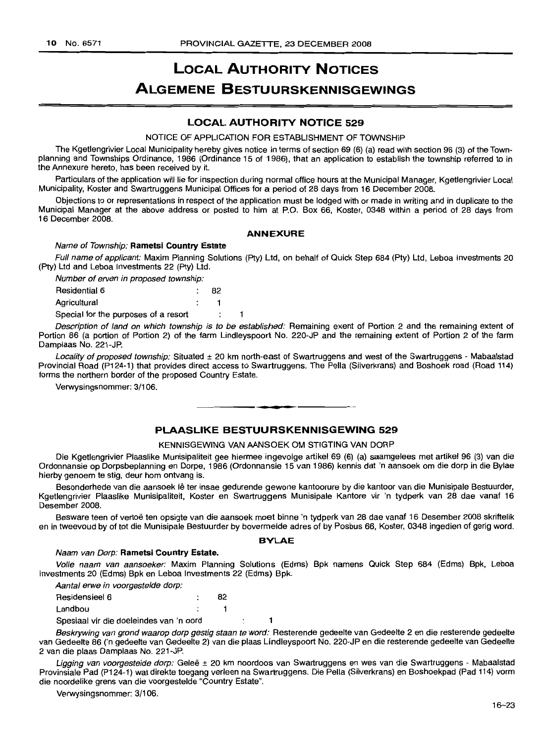# LOCAL AUTHORITY NOTICES

# ALGEMENE BESTUURSKENNISGEWINGS

## LOCAL AUTHORITY NOTICE 529

NOTICE OF APPLICATION FOR ESTABLISHMENT OF TOWNSHIP

The Kgetlengrivier Local Municipality hereby gives notice in terms of section 69 (6) (a) read with section 96 (3) of the Town-planning and Townships Ordinance, 1986 (Ordinance 15 of 1986), that an application to establish the township referred to in the Annexure hereto, has been received by it.

Particulars of the application will lie for inspection during normal office hours at the Municipal Manager, Kgetlengrivier Local Municipality, Koster and Swartruggens Municipal Offices for a period of 28 days from 16 December 2008.

Objections to or representations in respect of the application must be lodged with or made in writing and in duplicate to the Municipal Manager at the above address or posted to him at P.O. Box 66, Koster, 0348 within a period of 28 days from 16 December 2008.

### ANNEXURE

*Name of Township:* **Rametsi Country Estate**

*Full name of applicant:* Maxim Planning Solutions (Pty) Ltd, on behalf of Quick Step 684 (Pty) Ltd, Leboa Investments 20 (Pty) Ltd and Leboa Investments 22 (Pty) Ltd.

*Number of erven in proposed township:*

| | | |
|---|---|---|
| Residential 6 | : | 82 |
| Agricultural | : | 1 |
| Special for the purposes of a resort | : | 1 |

*Description of land on which township is to be established:* Remaining exent of Portion 2 and the remaining extent of Portion 86 (a portion of Portion 2) of the farm Lindleyspoort No. 220-JP and the remaining extent of Portion 2 of the farm Damplaas No. 221-JP.

*Locality of proposed township:* Situated ± 20 km north-east of Swartruggens and west of the Swartruggens - Mabaalstad Provincial Road (P124-1) that provides direct access to Swartruggens. The Pella (Silverkrans) and Boshoek road (Road 114) forms the northern border of the proposed Country Estate.

Verwysingsnommer: 3/106.

---

## PLAASLIKE BESTUURSKENNISGEWING 529

KENNISGEWING VAN AANSOEK OM STIGTING VAN DORP

Die Kgetlengrivier Plaaslike Munisipaliteit gee hiermee ingevolge artikel 69 (6) (a) saamgelees met artikel 96 (3) van die Ordonnansie op Dorpsbeplanning en Dorpe, 1986 (Ordonnansie 15 van 1986) kennis dat 'n aansoek om die dorp in die Bylae hierby genoem te stig, deur hom ontvang is.

Besonderhede van die aansoek lê ter insae gedurende gewone kantoorure by die kantoor van die Munisipale Bestuurder, Kgetlengrivier Plaaslike Munisipaliteit, Koster en Swartruggens Munisipale Kantore vir 'n tydperk van 28 dae vanaf 16 Desember 2008.

Besware teen of vertoë ten opsigte van die aansoek moet binne 'n tydperk van 28 dae vanaf 16 Desember 2008 skriftelik en in tweevoud by of tot die Munisipale Bestuurder by bovermelde adres of by Posbus 66, Koster, 0348 ingedien of gerig word.

### BYLAE

*Naam van Dorp:* **Rametsi Country Estate.**

*Volle naam van aansoeker:* Maxim Planning Solutions (Edms) Bpk namens Quick Step 684 (Edms) Bpk, Leboa Investments 20 (Edms) Bpk en Leboa Investments 22 (Edms) Bpk.

*Aantal erwe in voorgestelde dorp:*

| | | |
|---|---|---|
| Residensieel 6 | : | 82 |
| Landbou | : | 1 |
| Spesiaal vir die doeleindes van 'n oord | : | 1 |

*Beskrywing van grond waarop dorp gestig staan te word:* Resterende gedeelte van Gedeelte 2 en die resterende gedeelte van Gedeelte 86 ('n gedeelte van Gedeelte 2) van die plaas Lindleyspoort No. 220-JP en die resterende gedeelte van Gedeelte 2 van die plaas Damplaas No. 221-JP.

*Ligging van voorgestelde dorp:* Geleë ± 20 km noordoos van Swartruggens en wes van die Swartruggens - Mabaalstad Provinsiale Pad (P124-1) wat direkte toegang verleen na Swartruggens. Die Pella (Silverkrans) en Boshoekpad (Pad 114) vorm die noordelike grens van die voorgestelde "Country Estate".

Verwysingsnommer: 3/106.

16–23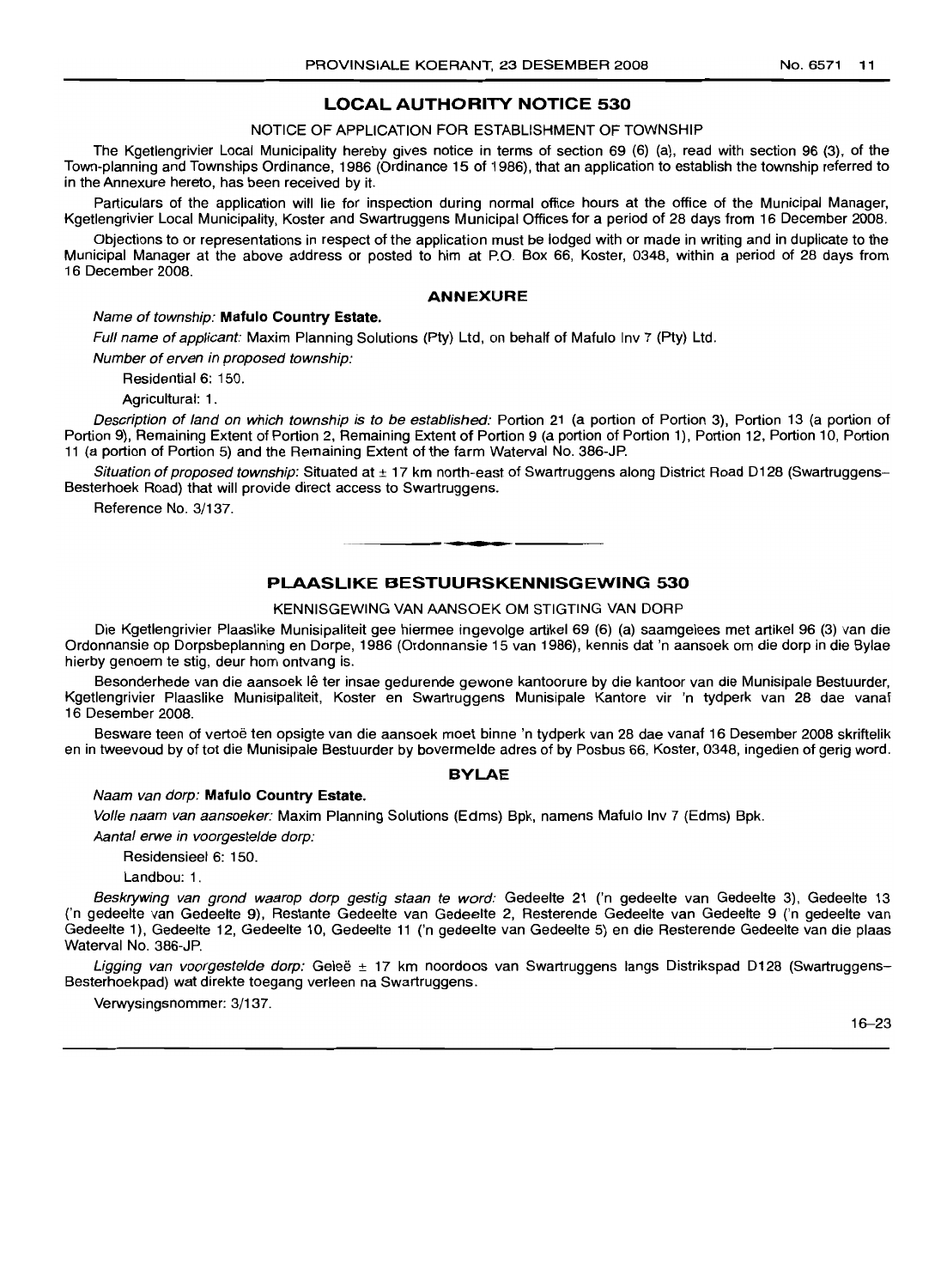## LOCAL AUTHORITY NOTICE 530

NOTICE OF APPLICATION FOR ESTABLISHMENT OF TOWNSHIP

The Kgetlengrivier Local Municipality hereby gives notice in terms of section 69 (6) (a), read with section 96 (3), of the Town-planning and Townships Ordinance, 1986 (Ordinance 15 of 1986), that an application to establish the township referred to in the Annexure hereto, has been received by it.

Particulars of the application will lie for inspection during normal office hours at the office of the Municipal Manager, Kgetlengrivier Local Municipality, Koster and Swartruggens Municipal Offices for a period of 28 days from 16 December 2008.

Objections to or representations in respect of the application must be lodged with or made in writing and in duplicate to the Municipal Manager at the above address or posted to him at P.O. Box 66, Koster, 0348, within a period of 28 days from 16 December 2008.

### ANNEXURE

*Name of township:* **Mafulo Country Estate.**

*Full name of applicant:* Maxim Planning Solutions (Pty) Ltd, on behalf of Mafulo Inv 7 (Pty) Ltd.

*Number of erven in proposed township:*

Residential 6: 150.

Agricultural: 1.

*Description of land on which township is to be established:* Portion 21 (a portion of Portion 3), Portion 13 (a portion of Portion 9), Remaining Extent of Portion 2, Remaining Extent of Portion 9 (a portion of Portion 1), Portion 12, Portion 10, Portion 11 (a portion of Portion 5) and the Remaining Extent of the farm Waterval No. 386-JP.

*Situation of proposed township:* Situated at ± 17 km north-east of Swartruggens along District Road D128 (Swartruggens–Besterhoek Road) that will provide direct access to Swartruggens.

Reference No. 3/137.

---

## PLAASLIKE BESTUURSKENNISGEWING 530

KENNISGEWING VAN AANSOEK OM STIGTING VAN DORP

Die Kgetlengrivier Plaaslike Munisipaliteit gee hiermee ingevolge artikel 69 (6) (a) saamgelees met artikel 96 (3) van die Ordonnansie op Dorpsbeplanning en Dorpe, 1986 (Ordonnansie 15 van 1986), kennis dat 'n aansoek om die dorp in die Bylae hierby genoem te stig, deur hom ontvang is.

Besonderhede van die aansoek lê ter insae gedurende gewone kantoorure by die kantoor van die Munisipale Bestuurder, Kgetlengrivier Plaaslike Munisipaliteit, Koster en Swartruggens Munisipale Kantore vir 'n tydperk van 28 dae vanaf 16 Desember 2008.

Besware teen of vertoë ten opsigte van die aansoek moet binne 'n tydperk van 28 dae vanaf 16 Desember 2008 skriftelik en in tweevoud by of tot die Munisipale Bestuurder by bovermelde adres of by Posbus 66, Koster, 0348, ingedien of gerig word.

### BYLAE

*Naam van dorp:* **Mafulo Country Estate.**

*Volle naam van aansoeker:* Maxim Planning Solutions (Edms) Bpk, namens Mafulo Inv 7 (Edms) Bpk.

*Aantal erwe in voorgestelde dorp:*

Residensieel 6: 150.

Landbou: 1.

*Beskrywing van grond waarop dorp gestig staan te word:* Gedeelte 21 ('n gedeelte van Gedeelte 3), Gedeelte 13 ('n gedeelte van Gedeelte 9), Restante Gedeelte van Gedeelte 2, Resterende Gedeelte van Gedeelte 9 ('n gedeelte van Gedeelte 1), Gedeelte 12, Gedeelte 10, Gedeelte 11 ('n gedeelte van Gedeelte 5) en die Resterende Gedeelte van die plaas Waterval No. 386-JP.

*Ligging van voorgestelde dorp:* Geleë ± 17 km noordoos van Swartruggens langs Distrikspad D128 (Swartruggens–Besterhoekpad) wat direkte toegang verleen na Swartruggens.

Verwysingsnommer: 3/137.

16–23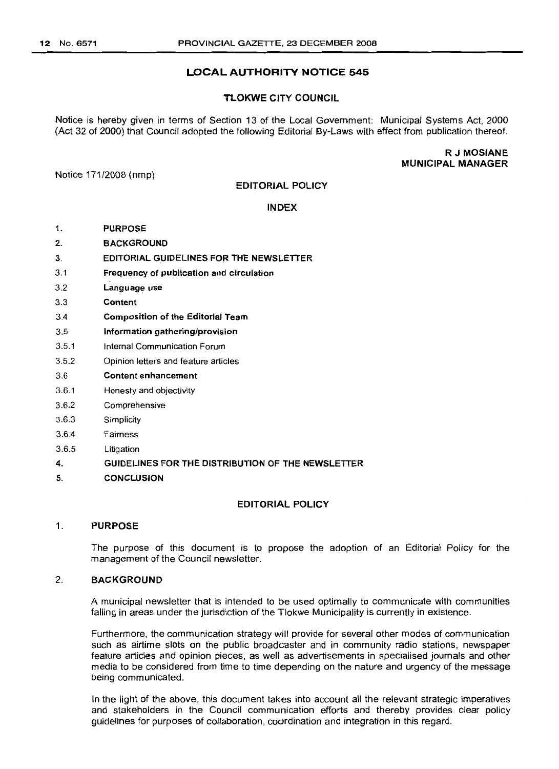# LOCAL AUTHORITY NOTICE 545

## TLOKWE CITY COUNCIL

Notice is hereby given in terms of Section 13 of the Local Government: Municipal Systems Act, 2000 (Act 32 of 2000) that Council adopted the following Editorial By-Laws with effect from publication thereof.

**R J MOSIANE**
**MUNICIPAL MANAGER**

Notice 171/2008 (nmp)

## EDITORIAL POLICY

### INDEX

1. **PURPOSE**
2. **BACKGROUND**
3. **EDITORIAL GUIDELINES FOR THE NEWSLETTER**
3.1 **Frequency of publication and circulation**
3.2 **Language use**
3.3 **Content**
3.4 **Composition of the Editorial Team**
3.5 **Information gathering/provision**
3.5.1 Internal Communication Forum
3.5.2 Opinion letters and feature articles
3.6 **Content enhancement**
3.6.1 Honesty and objectivity
3.6.2 Comprehensive
3.6.3 Simplicity
3.6.4 Fairness
3.6.5 Litigation
4. **GUIDELINES FOR THE DISTRIBUTION OF THE NEWSLETTER**
5. **CONCLUSION**

## EDITORIAL POLICY

### 1. PURPOSE

The purpose of this document is to propose the adoption of an Editorial Policy for the management of the Council newsletter.

### 2. BACKGROUND

A municipal newsletter that is intended to be used optimally to communicate with communities falling in areas under the jurisdiction of the Tlokwe Municipality is currently in existence.

Furthermore, the communication strategy will provide for several other modes of communication such as airtime slots on the public broadcaster and in community radio stations, newspaper feature articles and opinion pieces, as well as advertisements in specialised journals and other media to be considered from time to time depending on the nature and urgency of the message being communicated.

In the light of the above, this document takes into account all the relevant strategic imperatives and stakeholders in the Council communication efforts and thereby provides clear policy guidelines for purposes of collaboration, coordination and integration in this regard.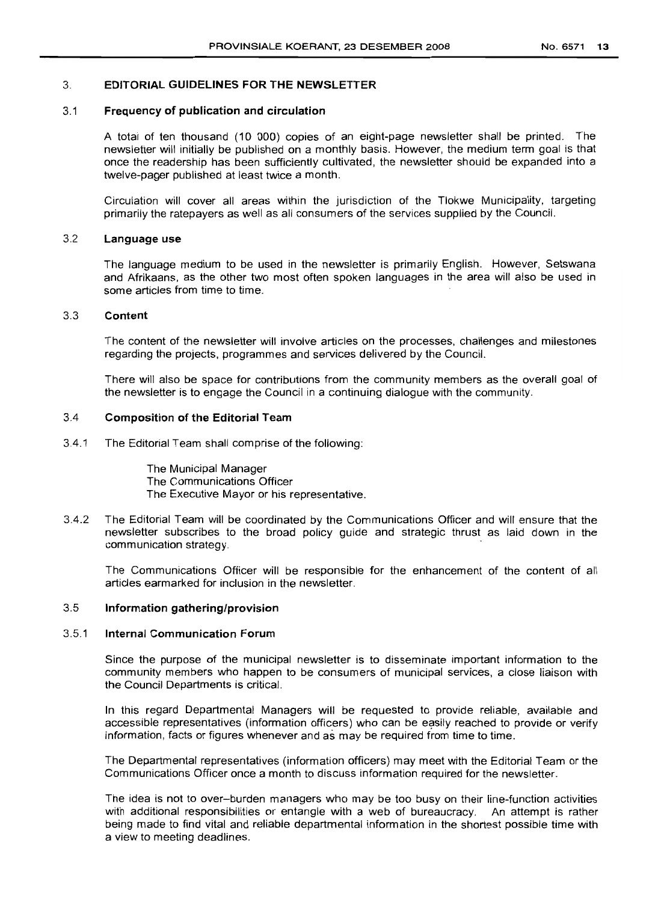## 3. EDITORIAL GUIDELINES FOR THE NEWSLETTER

### 3.1 Frequency of publication and circulation

A total of ten thousand (10 000) copies of an eight-page newsletter shall be printed. The newsletter will initially be published on a monthly basis. However, the medium term goal is that once the readership has been sufficiently cultivated, the newsletter should be expanded into a twelve-pager published at least twice a month.

Circulation will cover all areas within the jurisdiction of the Tlokwe Municipality, targeting primarily the ratepayers as well as all consumers of the services supplied by the Council.

### 3.2 Language use

The language medium to be used in the newsletter is primarily English. However, Setswana and Afrikaans, as the other two most often spoken languages in the area will also be used in some articles from time to time.

### 3.3 Content

The content of the newsletter will involve articles on the processes, challenges and milestones regarding the projects, programmes and services delivered by the Council.

There will also be space for contributions from the community members as the overall goal of the newsletter is to engage the Council in a continuing dialogue with the community.

### 3.4 Composition of the Editorial Team

3.4.1 The Editorial Team shall comprise of the following:

The Municipal Manager
The Communications Officer
The Executive Mayor or his representative.

3.4.2 The Editorial Team will be coordinated by the Communications Officer and will ensure that the newsletter subscribes to the broad policy guide and strategic thrust as laid down in the communication strategy.

The Communications Officer will be responsible for the enhancement of the content of all articles earmarked for inclusion in the newsletter.

### 3.5 Information gathering/provision

#### 3.5.1 Internal Communication Forum

Since the purpose of the municipal newsletter is to disseminate important information to the community members who happen to be consumers of municipal services, a close liaison with the Council Departments is critical.

In this regard Departmental Managers will be requested to provide reliable, available and accessible representatives (information officers) who can be easily reached to provide or verify information, facts or figures whenever and as may be required from time to time.

The Departmental representatives (information officers) may meet with the Editorial Team or the Communications Officer once a month to discuss information required for the newsletter.

The idea is not to over-burden managers who may be too busy on their line-function activities with additional responsibilities or entangle with a web of bureaucracy. An attempt is rather being made to find vital and reliable departmental information in the shortest possible time with a view to meeting deadlines.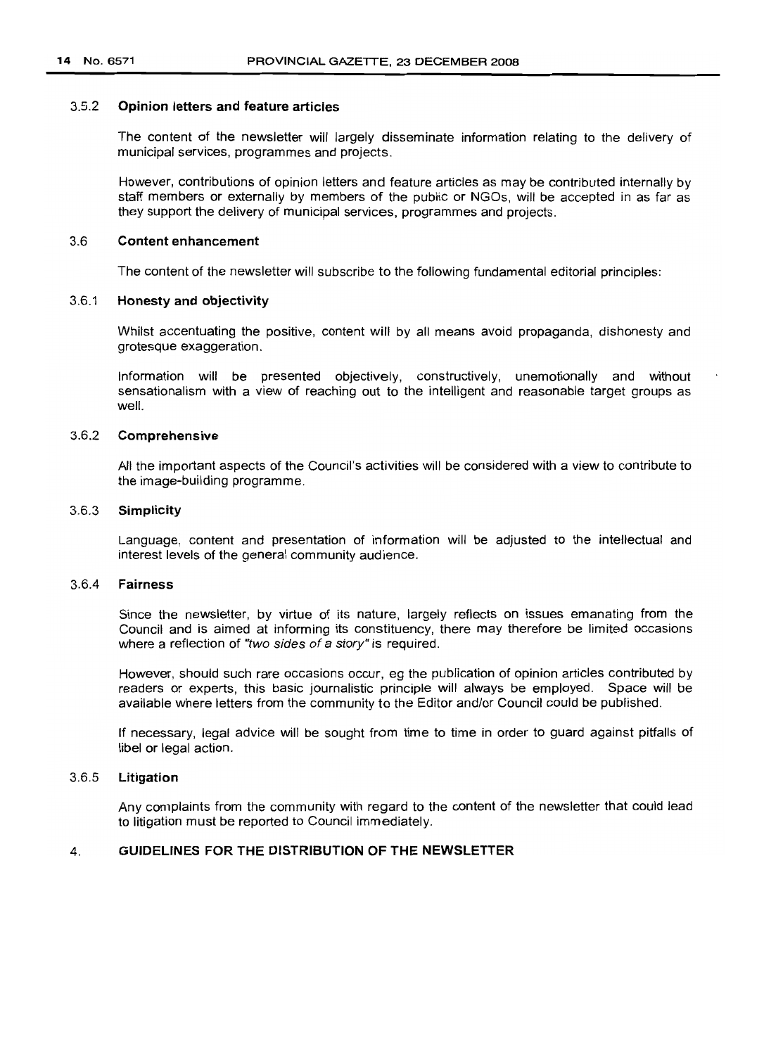### 3.5.2 **Opinion letters and feature articles**

The content of the newsletter will largely disseminate information relating to the delivery of municipal services, programmes and projects.

However, contributions of opinion letters and feature articles as may be contributed internally by staff members or externally by members of the public or NGOs, will be accepted in as far as they support the delivery of municipal services, programmes and projects.

### 3.6 **Content enhancement**

The content of the newsletter will subscribe to the following fundamental editorial principles:

### 3.6.1 **Honesty and objectivity**

Whilst accentuating the positive, content will by all means avoid propaganda, dishonesty and grotesque exaggeration.

Information will be presented objectively, constructively, unemotionally and without sensationalism with a view of reaching out to the intelligent and reasonable target groups as well.

### 3.6.2 **Comprehensive**

All the important aspects of the Council's activities will be considered with a view to contribute to the image-building programme.

### 3.6.3 **Simplicity**

Language, content and presentation of information will be adjusted to the intellectual and interest levels of the general community audience.

### 3.6.4 **Fairness**

Since the newsletter, by virtue of its nature, largely reflects on issues emanating from the Council and is aimed at informing its constituency, there may therefore be limited occasions where a reflection of *"two sides of a story"* is required.

However, should such rare occasions occur, eg the publication of opinion articles contributed by readers or experts, this basic journalistic principle will always be employed. Space will be available where letters from the community to the Editor and/or Council could be published.

If necessary, legal advice will be sought from time to time in order to guard against pitfalls of libel or legal action.

### 3.6.5 **Litigation**

Any complaints from the community with regard to the content of the newsletter that could lead to litigation must be reported to Council immediately.

## 4. **GUIDELINES FOR THE DISTRIBUTION OF THE NEWSLETTER**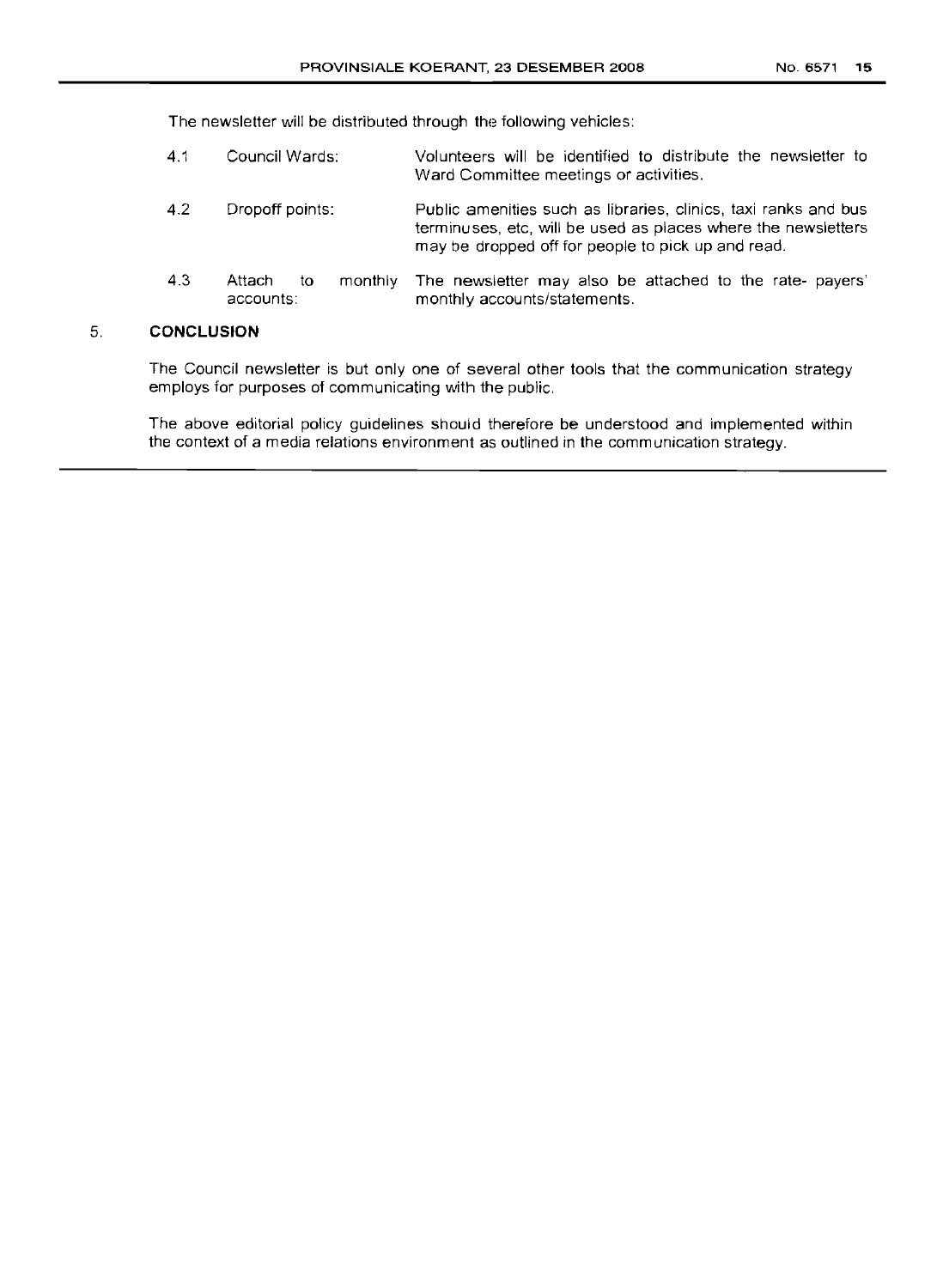The newsletter will be distributed through the following vehicles:

| | | |
|---|---|---|
| 4.1 | Council Wards: | Volunteers will be identified to distribute the newsletter to Ward Committee meetings or activities. |
| 4.2 | Dropoff points: | Public amenities such as libraries, clinics, taxi ranks and bus terminuses, etc, will be used as places where the newsletters may be dropped off for people to pick up and read. |
| 4.3 | Attach to monthly accounts: | The newsletter may also be attached to the rate- payers' monthly accounts/statements. |

## 5. CONCLUSION

The Council newsletter is but only one of several other tools that the communication strategy employs for purposes of communicating with the public.

The above editorial policy guidelines should therefore be understood and implemented within the context of a media relations environment as outlined in the communication strategy.